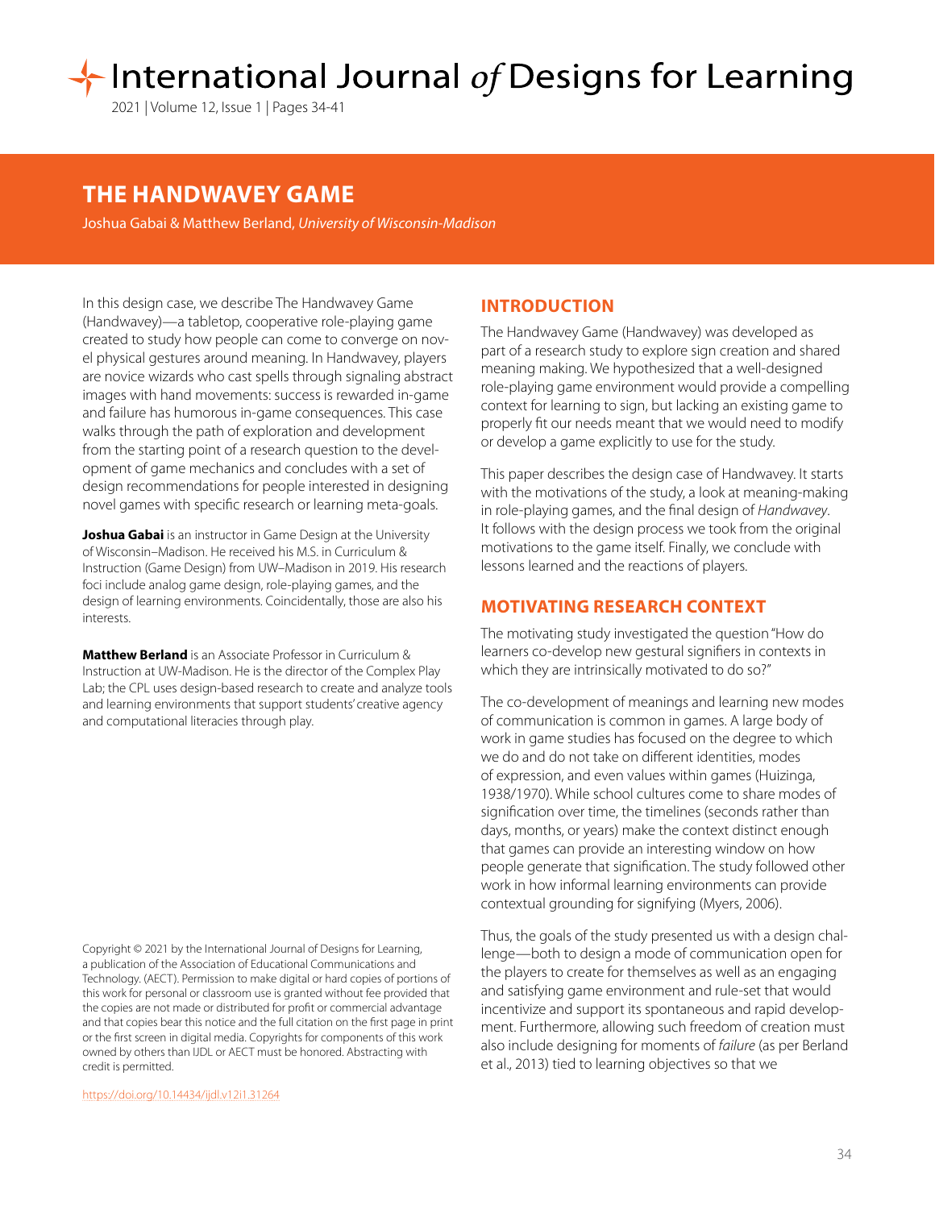# THE HANDWAVEY GAME

Joshua Gabai & Matthew Berland, *University of Wisconsin-Madison*

In this design case, we describe The Handwavey Game (Handwavey)—a tabletop, cooperative role-playing game created to study how people can come to converge on novel physical gestures around meaning. In Handwavey, players are novice wizards who cast spells through signaling abstract images with hand movements: success is rewarded in-game and failure has humorous in-game consequences. This case walks through the path of exploration and development from the starting point of a research question to the development of game mechanics and concludes with a set of design recommendations for people interested in designing novel games with specific research or learning meta-goals.

**Joshua Gabai** is an instructor in Game Design at the University of Wisconsin–Madison. He received his M.S. in Curriculum & Instruction (Game Design) from UW–Madison in 2019. His research foci include analog game design, role-playing games, and the design of learning environments. Coincidentally, those are also his interests.

**Matthew Berland** is an Associate Professor in Curriculum & Instruction at UW-Madison. He is the director of the Complex Play Lab; the CPL uses design-based research to create and analyze tools and learning environments that support students' creative agency and computational literacies through play.

Copyright © 2021 by the International Journal of Designs for Learning, a publication of the Association of Educational Communications and Technology. (AECT). Permission to make digital or hard copies of portions of this work for personal or classroom use is granted without fee provided that the copies are not made or distributed for profit or commercial advantage and that copies bear this notice and the full citation on the first page in print or the first screen in digital media. Copyrights for components of this work owned by others than IJDL or AECT must be honored. Abstracting with credit is permitted.

https://doi.org/10.14434/ijdl.v12i1.31264

## INTRODUCTION

The Handwavey Game (Handwavey) was developed as part of a research study to explore sign creation and shared meaning making. We hypothesized that a well-designed role-playing game environment would provide a compelling context for learning to sign, but lacking an existing game to properly fit our needs meant that we would need to modify or develop a game explicitly to use for the study.

This paper describes the design case of Handwavey. It starts with the motivations of the study, a look at meaning-making in role-playing games, and the final design of *Handwavey*. It follows with the design process we took from the original motivations to the game itself. Finally, we conclude with lessons learned and the reactions of players.

## MOTIVATING RESEARCH CONTEXT

The motivating study investigated the question "How do learners co-develop new gestural signifiers in contexts in which they are intrinsically motivated to do so?"

The co-development of meanings and learning new modes of communication is common in games. A large body of work in game studies has focused on the degree to which we do and do not take on different identities, modes of expression, and even values within games (Huizinga, 1938/1970). While school cultures come to share modes of signification over time, the timelines (seconds rather than days, months, or years) make the context distinct enough that games can provide an interesting window on how people generate that signification. The study followed other work in how informal learning environments can provide contextual grounding for signifying (Myers, 2006).

Thus, the goals of the study presented us with a design challenge—both to design a mode of communication open for the players to create for themselves as well as an engaging and satisfying game environment and rule-set that would incentivize and support its spontaneous and rapid development. Furthermore, allowing such freedom of creation must also include designing for moments of *failure* (as per Berland et al., 2013) tied to learning objectives so that we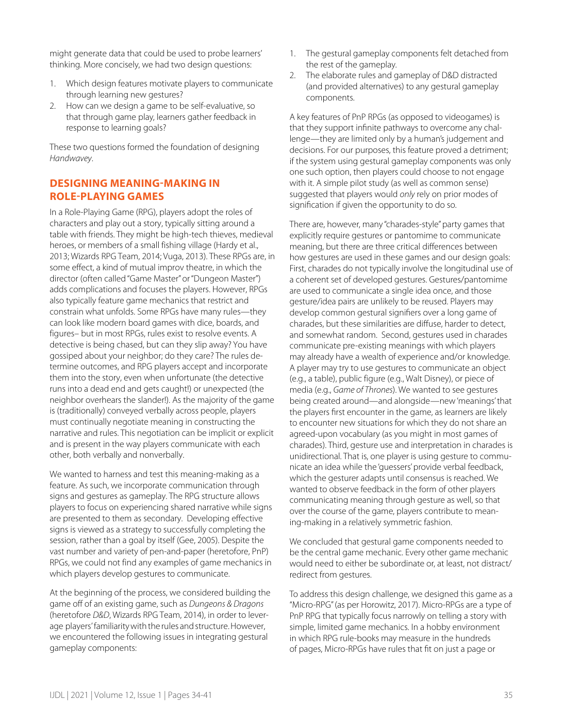might generate data that could be used to probe learners' thinking. More concisely, we had two design questions:

1. Which design features motivate players to communicate through learning new gestures?
2. How can we design a game to be self-evaluative, so that through game play, learners gather feedback in response to learning goals?

These two questions formed the foundation of designing *Handwavey*.

## DESIGNING MEANING-MAKING IN ROLE-PLAYING GAMES

In a Role-Playing Game (RPG), players adopt the roles of characters and play out a story, typically sitting around a table with friends. They might be high-tech thieves, medieval heroes, or members of a small fishing village (Hardy et al., 2013; Wizards RPG Team, 2014; Vuga, 2013). These RPGs are, in some effect, a kind of mutual improv theatre, in which the director (often called "Game Master" or "Dungeon Master") adds complications and focuses the players. However, RPGs also typically feature game mechanics that restrict and constrain what unfolds. Some RPGs have many rules—they can look like modern board games with dice, boards, and figures– but in most RPGs, rules exist to resolve events. A detective is being chased, but can they slip away? You have gossiped about your neighbor; do they care? The rules determine outcomes, and RPG players accept and incorporate them into the story, even when unfortunate (the detective runs into a dead end and gets caught!) or unexpected (the neighbor overhears the slander!). As the majority of the game is (traditionally) conveyed verbally across people, players must continually negotiate meaning in constructing the narrative and rules. This negotiation can be implicit or explicit and is present in the way players communicate with each other, both verbally and nonverbally.

We wanted to harness and test this meaning-making as a feature. As such, we incorporate communication through signs and gestures as gameplay. The RPG structure allows players to focus on experiencing shared narrative while signs are presented to them as secondary. Developing effective signs is viewed as a strategy to successfully completing the session, rather than a goal by itself (Gee, 2005). Despite the vast number and variety of pen-and-paper (heretofore, PnP) RPGs, we could not find any examples of game mechanics in which players develop gestures to communicate.

At the beginning of the process, we considered building the game off of an existing game, such as *Dungeons & Dragons* (heretofore *D&D*, Wizards RPG Team, 2014), in order to leverage players' familiarity with the rules and structure. However, we encountered the following issues in integrating gestural gameplay components:

1. The gestural gameplay components felt detached from the rest of the gameplay.
2. The elaborate rules and gameplay of D&D distracted (and provided alternatives) to any gestural gameplay components.

A key features of PnP RPGs (as opposed to videogames) is that they support infinite pathways to overcome any challenge—they are limited only by a human's judgement and decisions. For our purposes, this feature proved a detriment; if the system using gestural gameplay components was only one such option, then players could choose to not engage with it. A simple pilot study (as well as common sense) suggested that players would *only* rely on prior modes of signification if given the opportunity to do so.

There are, however, many "charades-style" party games that explicitly require gestures or pantomime to communicate meaning, but there are three critical differences between how gestures are used in these games and our design goals: First, charades do not typically involve the longitudinal use of a coherent set of developed gestures. Gestures/pantomime are used to communicate a single idea once, and those gesture/idea pairs are unlikely to be reused. Players may develop common gestural signifiers over a long game of charades, but these similarities are diffuse, harder to detect, and somewhat random. Second, gestures used in charades communicate pre-existing meanings with which players may already have a wealth of experience and/or knowledge. A player may try to use gestures to communicate an object (e.g., a table), public figure (e.g., Walt Disney), or piece of media (e.g., *Game of Thrones*). We wanted to see gestures being created around—and alongside—new 'meanings' that the players first encounter in the game, as learners are likely to encounter new situations for which they do not share an agreed-upon vocabulary (as you might in most games of charades). Third, gesture use and interpretation in charades is unidirectional. That is, one player is using gesture to communicate an idea while the 'guessers' provide verbal feedback, which the gesturer adapts until consensus is reached. We wanted to observe feedback in the form of other players communicating meaning through gesture as well, so that over the course of the game, players contribute to meaning-making in a relatively symmetric fashion.

We concluded that gestural game components needed to be the central game mechanic. Every other game mechanic would need to either be subordinate or, at least, not distract/redirect from gestures.

To address this design challenge, we designed this game as a "Micro-RPG" (as per Horowitz, 2017). Micro-RPGs are a type of PnP RPG that typically focus narrowly on telling a story with simple, limited game mechanics. In a hobby environment in which RPG rule-books may measure in the hundreds of pages, Micro-RPGs have rules that fit on just a page or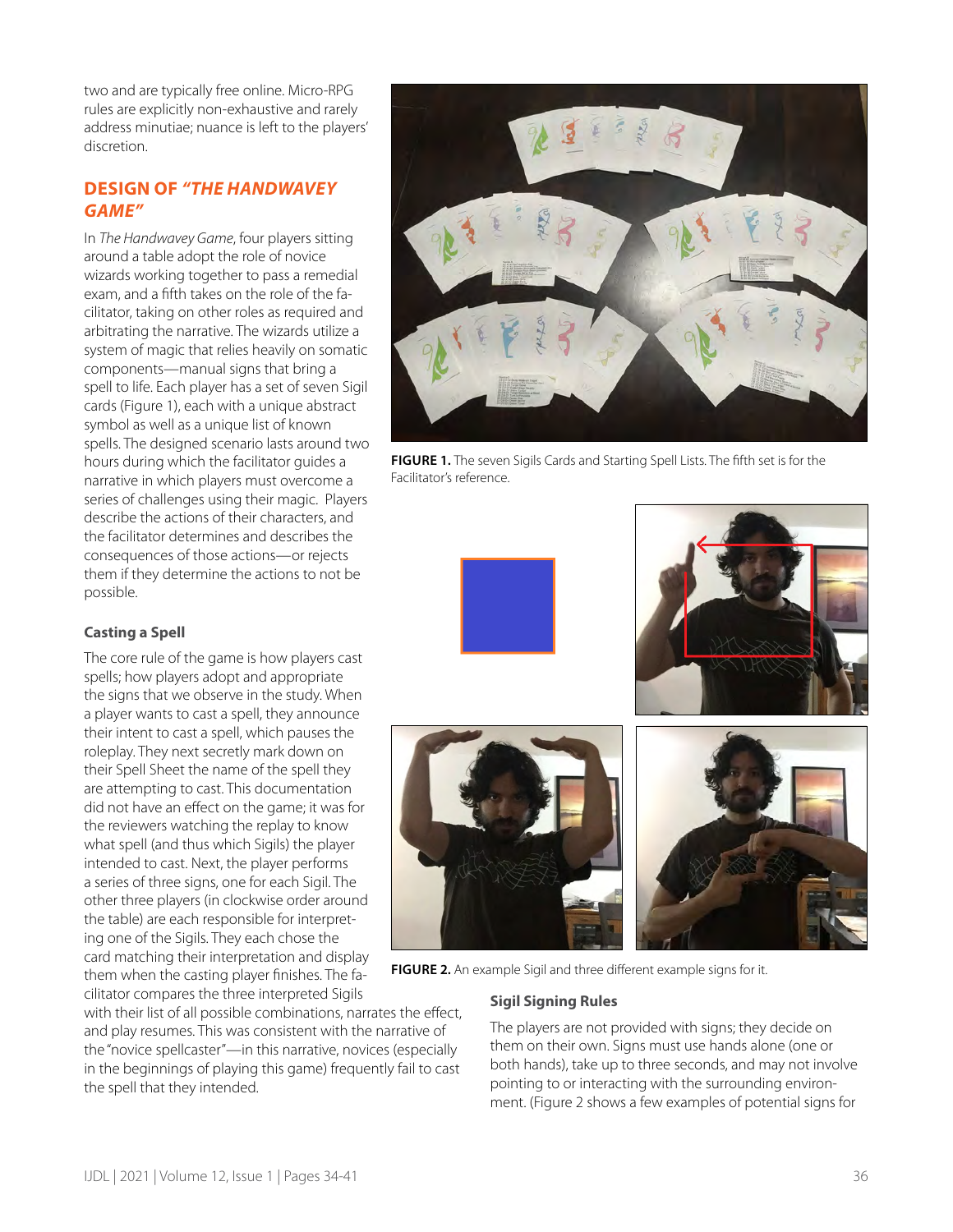two and are typically free online. Micro-RPG rules are explicitly non-exhaustive and rarely address minutiae; nuance is left to the players' discretion.

## DESIGN OF *"THE HANDWAVEY GAME"*

In *The Handwavey Game*, four players sitting around a table adopt the role of novice wizards working together to pass a remedial exam, and a fifth takes on the role of the facilitator, taking on other roles as required and arbitrating the narrative. The wizards utilize a system of magic that relies heavily on somatic components—manual signs that bring a spell to life. Each player has a set of seven Sigil cards (Figure 1), each with a unique abstract symbol as well as a unique list of known spells. The designed scenario lasts around two hours during which the facilitator guides a narrative in which players must overcome a series of challenges using their magic. Players describe the actions of their characters, and the facilitator determines and describes the consequences of those actions—or rejects them if they determine the actions to not be possible.

**FIGURE 1.** The seven Sigils Cards and Starting Spell Lists. The fifth set is for the Facilitator's reference.

### Casting a Spell

The core rule of the game is how players cast spells; how players adopt and appropriate the signs that we observe in the study. When a player wants to cast a spell, they announce their intent to cast a spell, which pauses the roleplay. They next secretly mark down on their Spell Sheet the name of the spell they are attempting to cast. This documentation did not have an effect on the game; it was for the reviewers watching the replay to know what spell (and thus which Sigils) the player intended to cast. Next, the player performs a series of three signs, one for each Sigil. The other three players (in clockwise order around the table) are each responsible for interpreting one of the Sigils. They each chose the card matching their interpretation and display them when the casting player finishes. The facilitator compares the three interpreted Sigils with their list of all possible combinations, narrates the effect, and play resumes. This was consistent with the narrative of the "novice spellcaster"—in this narrative, novices (especially in the beginnings of playing this game) frequently fail to cast the spell that they intended.

**FIGURE 2.** An example Sigil and three different example signs for it.

### Sigil Signing Rules

The players are not provided with signs; they decide on them on their own. Signs must use hands alone (one or both hands), take up to three seconds, and may not involve pointing to or interacting with the surrounding environment. (Figure 2 shows a few examples of potential signs for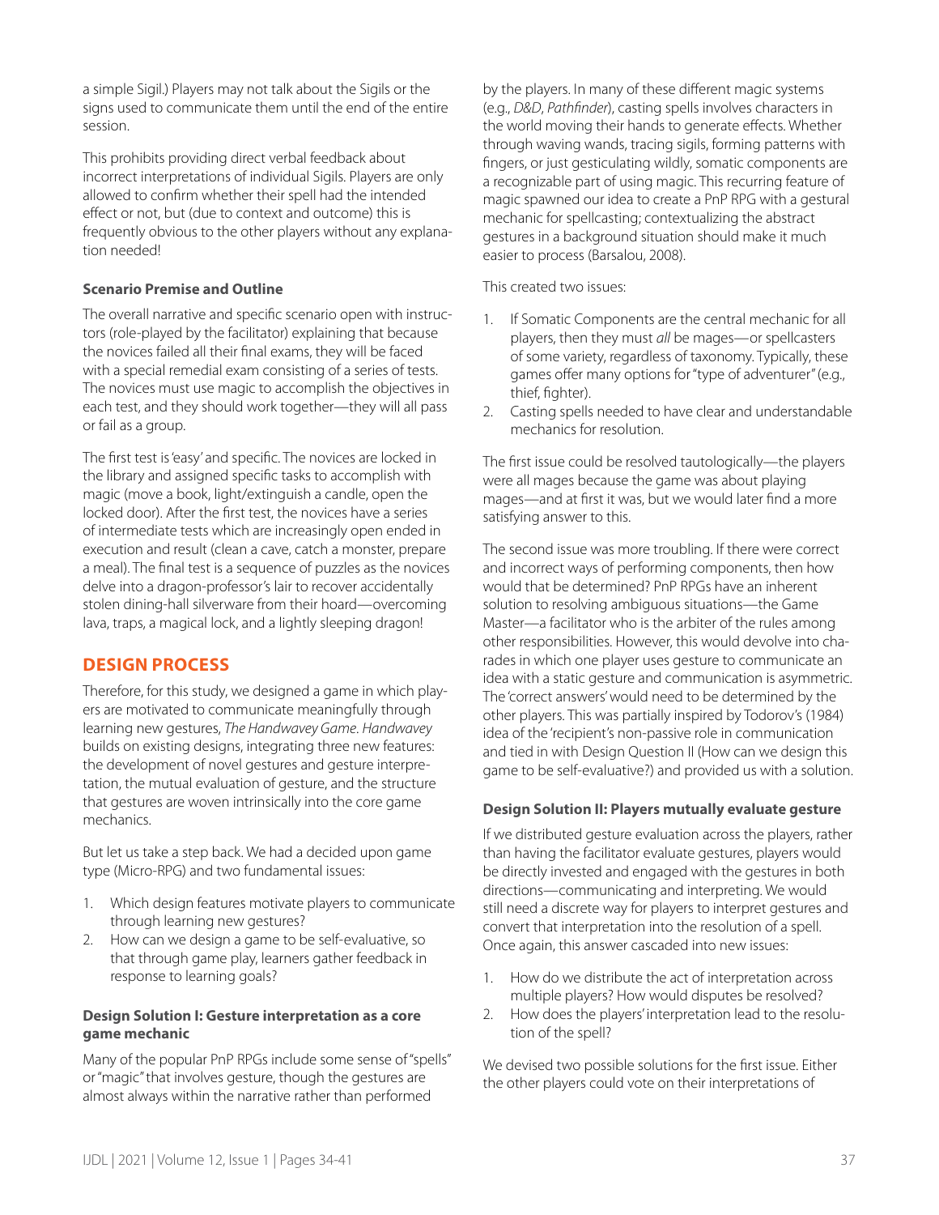a simple Sigil.) Players may not talk about the Sigils or the signs used to communicate them until the end of the entire session.

This prohibits providing direct verbal feedback about incorrect interpretations of individual Sigils. Players are only allowed to confirm whether their spell had the intended effect or not, but (due to context and outcome) this is frequently obvious to the other players without any explanation needed!

**Scenario Premise and Outline**

The overall narrative and specific scenario open with instructors (role-played by the facilitator) explaining that because the novices failed all their final exams, they will be faced with a special remedial exam consisting of a series of tests. The novices must use magic to accomplish the objectives in each test, and they should work together—they will all pass or fail as a group.

The first test is 'easy' and specific. The novices are locked in the library and assigned specific tasks to accomplish with magic (move a book, light/extinguish a candle, open the locked door). After the first test, the novices have a series of intermediate tests which are increasingly open ended in execution and result (clean a cave, catch a monster, prepare a meal). The final test is a sequence of puzzles as the novices delve into a dragon-professor's lair to recover accidentally stolen dining-hall silverware from their hoard—overcoming lava, traps, a magical lock, and a lightly sleeping dragon!

## DESIGN PROCESS

Therefore, for this study, we designed a game in which players are motivated to communicate meaningfully through learning new gestures, *The Handwavey Game*. *Handwavey* builds on existing designs, integrating three new features: the development of novel gestures and gesture interpretation, the mutual evaluation of gesture, and the structure that gestures are woven intrinsically into the core game mechanics.

But let us take a step back. We had a decided upon game type (Micro-RPG) and two fundamental issues:

1. Which design features motivate players to communicate through learning new gestures?
2. How can we design a game to be self-evaluative, so that through game play, learners gather feedback in response to learning goals?

**Design Solution I: Gesture interpretation as a core game mechanic**

Many of the popular PnP RPGs include some sense of "spells" or "magic" that involves gesture, though the gestures are almost always within the narrative rather than performed by the players. In many of these different magic systems (e.g., *D&D*, *Pathfinder*), casting spells involves characters in the world moving their hands to generate effects. Whether through waving wands, tracing sigils, forming patterns with fingers, or just gesticulating wildly, somatic components are a recognizable part of using magic. This recurring feature of magic spawned our idea to create a PnP RPG with a gestural mechanic for spellcasting; contextualizing the abstract gestures in a background situation should make it much easier to process (Barsalou, 2008).

This created two issues:

1. If Somatic Components are the central mechanic for all players, then they must *all* be mages—or spellcasters of some variety, regardless of taxonomy. Typically, these games offer many options for "type of adventurer" (e.g., thief, fighter).
2. Casting spells needed to have clear and understandable mechanics for resolution.

The first issue could be resolved tautologically—the players were all mages because the game was about playing mages—and at first it was, but we would later find a more satisfying answer to this.

The second issue was more troubling. If there were correct and incorrect ways of performing components, then how would that be determined? PnP RPGs have an inherent solution to resolving ambiguous situations—the Game Master—a facilitator who is the arbiter of the rules among other responsibilities. However, this would devolve into charades in which one player uses gesture to communicate an idea with a static gesture and communication is asymmetric. The 'correct answers' would need to be determined by the other players. This was partially inspired by Todorov's (1984) idea of the 'recipient's non-passive role in communication and tied in with Design Question II (How can we design this game to be self-evaluative?) and provided us with a solution.

**Design Solution II: Players mutually evaluate gesture**

If we distributed gesture evaluation across the players, rather than having the facilitator evaluate gestures, players would be directly invested and engaged with the gestures in both directions—communicating and interpreting. We would still need a discrete way for players to interpret gestures and convert that interpretation into the resolution of a spell. Once again, this answer cascaded into new issues:

1. How do we distribute the act of interpretation across multiple players? How would disputes be resolved?
2. How does the players' interpretation lead to the resolution of the spell?

We devised two possible solutions for the first issue. Either the other players could vote on their interpretations of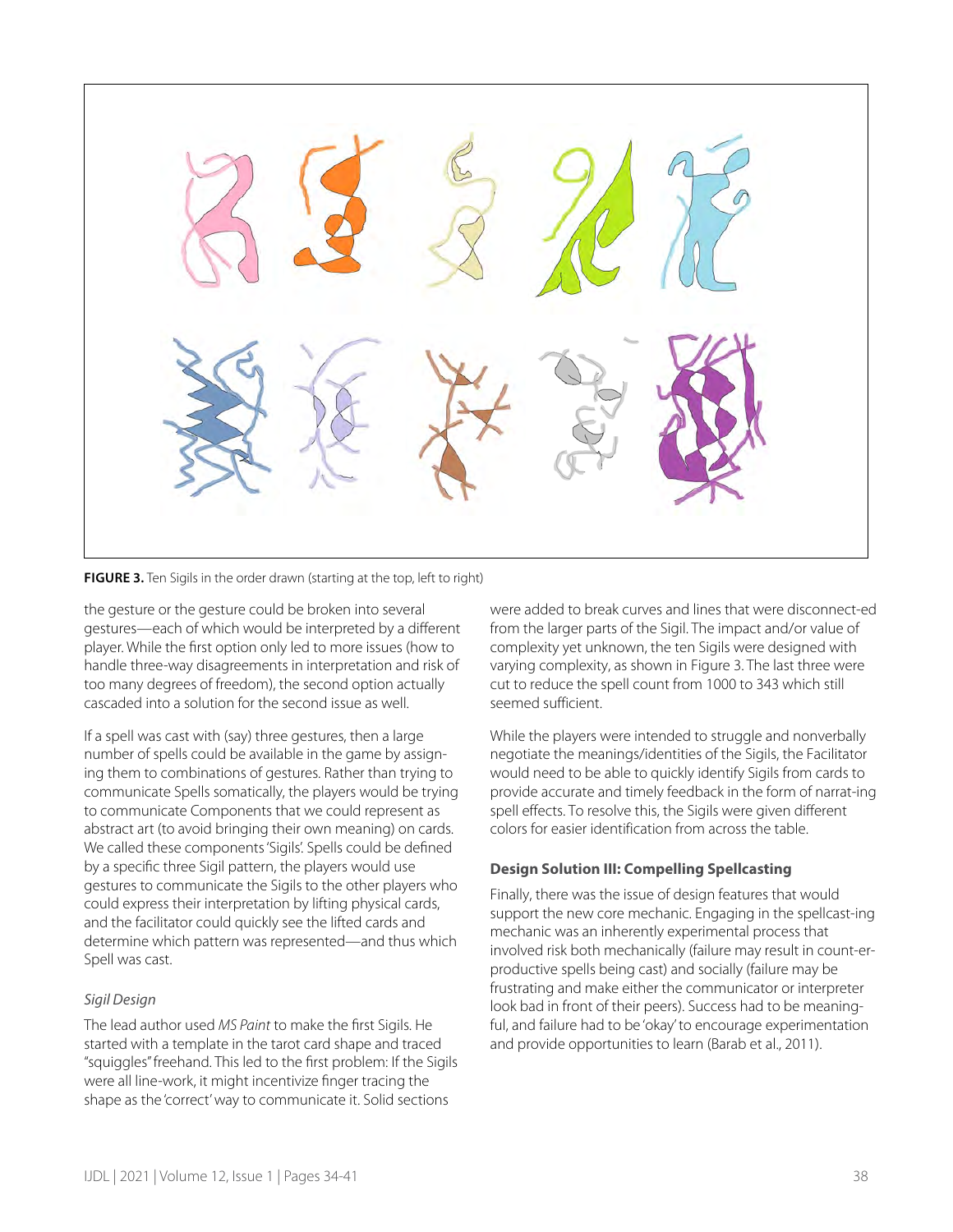**FIGURE 3.** Ten Sigils in the order drawn (starting at the top, left to right)

the gesture or the gesture could be broken into several gestures—each of which would be interpreted by a different player. While the first option only led to more issues (how to handle three-way disagreements in interpretation and risk of too many degrees of freedom), the second option actually cascaded into a solution for the second issue as well.

If a spell was cast with (say) three gestures, then a large number of spells could be available in the game by assigning them to combinations of gestures. Rather than trying to communicate Spells somatically, the players would be trying to communicate Components that we could represent as abstract art (to avoid bringing their own meaning) on cards. We called these components 'Sigils'. Spells could be defined by a specific three Sigil pattern, the players would use gestures to communicate the Sigils to the other players who could express their interpretation by lifting physical cards, and the facilitator could quickly see the lifted cards and determine which pattern was represented—and thus which Spell was cast.

*Sigil Design*

The lead author used *MS Paint* to make the first Sigils. He started with a template in the tarot card shape and traced "squiggles" freehand. This led to the first problem: If the Sigils were all line-work, it might incentivize finger tracing the shape as the 'correct' way to communicate it. Solid sections were added to break curves and lines that were disconnect-ed from the larger parts of the Sigil. The impact and/or value of complexity yet unknown, the ten Sigils were designed with varying complexity, as shown in Figure 3. The last three were cut to reduce the spell count from 1000 to 343 which still seemed sufficient.

While the players were intended to struggle and nonverbally negotiate the meanings/identities of the Sigils, the Facilitator would need to be able to quickly identify Sigils from cards to provide accurate and timely feedback in the form of narrat-ing spell effects. To resolve this, the Sigils were given different colors for easier identification from across the table.

### Design Solution III: Compelling Spellcasting

Finally, there was the issue of design features that would support the new core mechanic. Engaging in the spellcast-ing mechanic was an inherently experimental process that involved risk both mechanically (failure may result in count-er-productive spells being cast) and socially (failure may be frustrating and make either the communicator or interpreter look bad in front of their peers). Success had to be meaning-ful, and failure had to be 'okay' to encourage experimentation and provide opportunities to learn (Barab et al., 2011).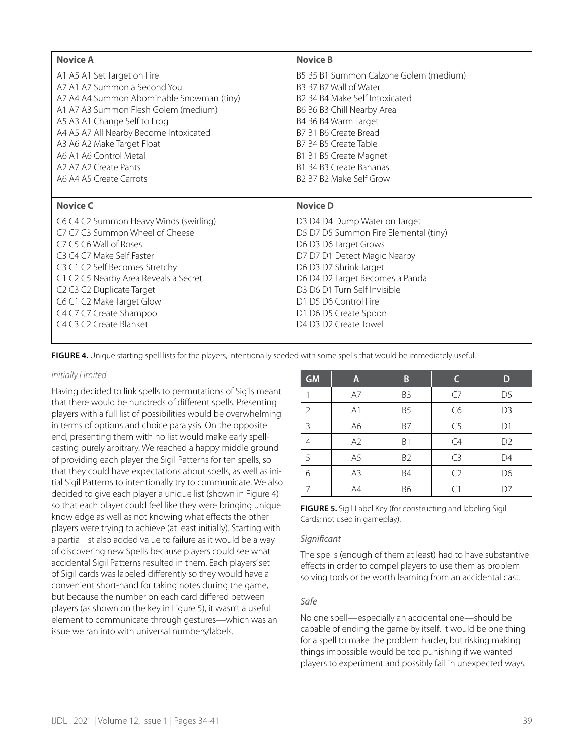| **Novice A** | **Novice B** |
| --- | --- |
| A1 A5 A1 Set Target on Fire | B5 B5 B1 Summon Calzone Golem (medium) |
| A7 A1 A7 Summon a Second You | B3 B7 B7 Wall of Water |
| A7 A4 A4 Summon Abominable Snowman (tiny) | B2 B4 B4 Make Self Intoxicated |
| A1 A7 A3 Summon Flesh Golem (medium) | B6 B6 B3 Chill Nearby Area |
| A5 A3 A1 Change Self to Frog | B4 B6 B4 Warm Target |
| A4 A5 A7 All Nearby Become Intoxicated | B7 B1 B6 Create Bread |
| A3 A6 A2 Make Target Float | B7 B4 B5 Create Table |
| A6 A1 A6 Control Metal | B1 B1 B5 Create Magnet |
| A2 A7 A2 Create Pants | B1 B4 B3 Create Bananas |
| A6 A4 A5 Create Carrots | B2 B7 B2 Make Self Grow |
| **Novice C** | **Novice D** |
| C6 C4 C2 Summon Heavy Winds (swirling) | D3 D4 D4 Dump Water on Target |
| C7 C7 C3 Summon Wheel of Cheese | D5 D7 D5 Summon Fire Elemental (tiny) |
| C7 C5 C6 Wall of Roses | D6 D3 D6 Target Grows |
| C3 C4 C7 Make Self Faster | D7 D7 D1 Detect Magic Nearby |
| C3 C1 C2 Self Becomes Stretchy | D6 D3 D7 Shrink Target |
| C1 C2 C5 Nearby Area Reveals a Secret | D6 D4 D2 Target Becomes a Panda |
| C2 C3 C2 Duplicate Target | D3 D6 D1 Turn Self Invisible |
| C6 C1 C2 Make Target Glow | D1 D5 D6 Control Fire |
| C4 C7 C7 Create Shampoo | D1 D6 D5 Create Spoon |
| C4 C3 C2 Create Blanket | D4 D3 D2 Create Towel |

**FIGURE 4.** Unique starting spell lists for the players, intentionally seeded with some spells that would be immediately useful.

*Initially Limited*

Having decided to link spells to permutations of Sigils meant that there would be hundreds of different spells. Presenting players with a full list of possibilities would be overwhelming in terms of options and choice paralysis. On the opposite end, presenting them with no list would make early spell-casting purely arbitrary. We reached a happy middle ground of providing each player the Sigil Patterns for ten spells, so that they could have expectations about spells, as well as initial Sigil Patterns to intentionally try to communicate. We also decided to give each player a unique list (shown in Figure 4) so that each player could feel like they were bringing unique knowledge as well as not knowing what effects the other players were trying to achieve (at least initially). Starting with a partial list also added value to failure as it would be a way of discovering new Spells because players could see what accidental Sigil Patterns resulted in them. Each players' set of Sigil cards was labeled differently so they would have a convenient short-hand for taking notes during the game, but because the number on each card differed between players (as shown on the key in Figure 5), it wasn't a useful element to communicate through gestures—which was an issue we ran into with universal numbers/labels.

| GM | A | B | C | D |
| --- | --- | --- | --- | --- |
| 1 | A7 | B3 | C7 | D5 |
| 2 | A1 | B5 | C6 | D3 |
| 3 | A6 | B7 | C5 | D1 |
| 4 | A2 | B1 | C4 | D2 |
| 5 | A5 | B2 | C3 | D4 |
| 6 | A3 | B4 | C2 | D6 |
| 7 | A4 | B6 | C1 | D7 |

**FIGURE 5.** Sigil Label Key (for constructing and labeling Sigil Cards; not used in gameplay).

*Significant*

The spells (enough of them at least) had to have substantive effects in order to compel players to use them as problem solving tools or be worth learning from an accidental cast.

*Safe*

No one spell—especially an accidental one—should be capable of ending the game by itself. It would be one thing for a spell to make the problem harder, but risking making things impossible would be too punishing if we wanted players to experiment and possibly fail in unexpected ways.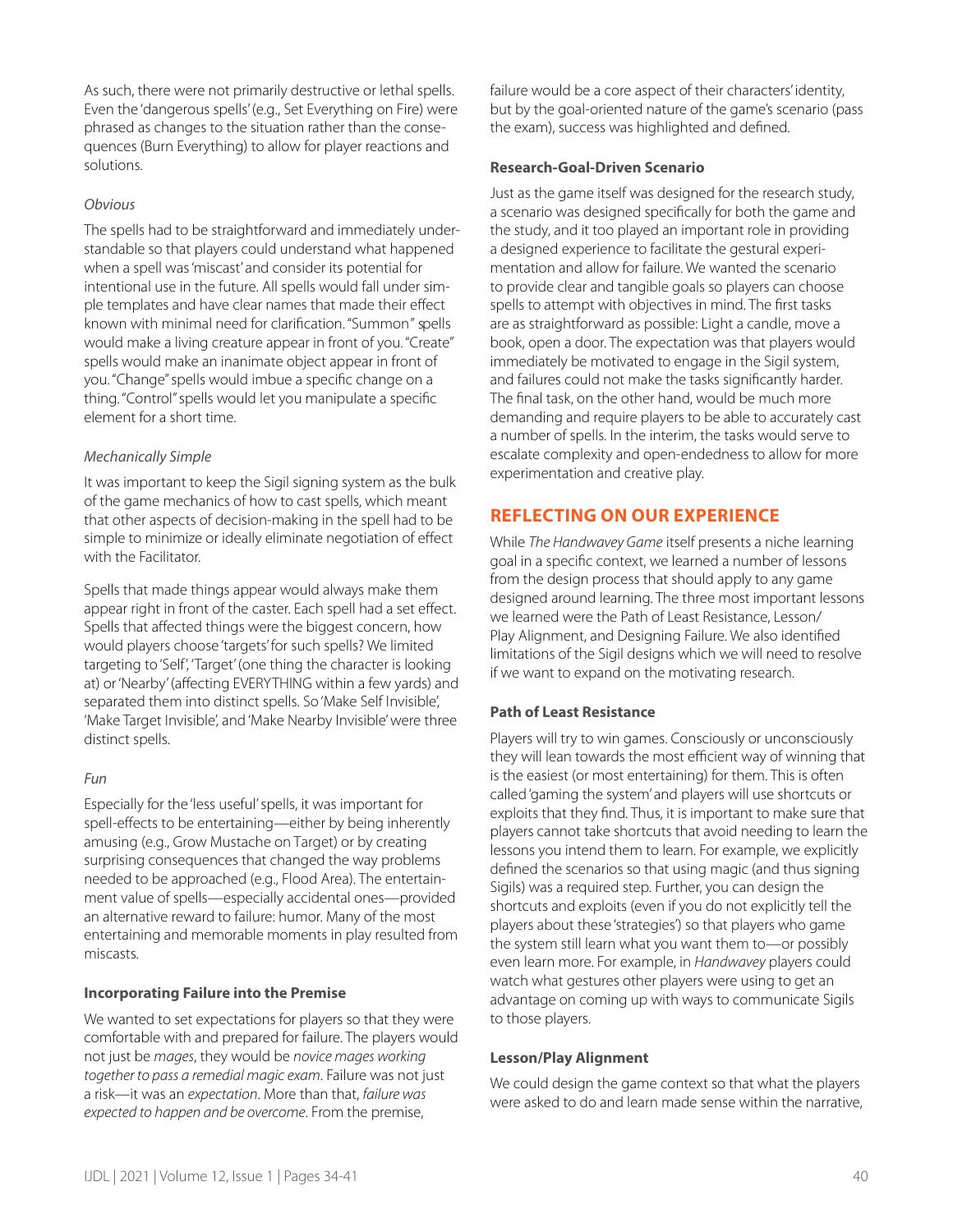As such, there were not primarily destructive or lethal spells. Even the 'dangerous spells' (e.g., Set Everything on Fire) were phrased as changes to the situation rather than the consequences (Burn Everything) to allow for player reactions and solutions.

*Obvious*

The spells had to be straightforward and immediately understandable so that players could understand what happened when a spell was 'miscast' and consider its potential for intentional use in the future. All spells would fall under simple templates and have clear names that made their effect known with minimal need for clarification. "Summon" spells would make a living creature appear in front of you. "Create" spells would make an inanimate object appear in front of you. "Change" spells would imbue a specific change on a thing. "Control" spells would let you manipulate a specific element for a short time.

*Mechanically Simple*

It was important to keep the Sigil signing system as the bulk of the game mechanics of how to cast spells, which meant that other aspects of decision-making in the spell had to be simple to minimize or ideally eliminate negotiation of effect with the Facilitator.

Spells that made things appear would always make them appear right in front of the caster. Each spell had a set effect. Spells that affected things were the biggest concern, how would players choose 'targets' for such spells? We limited targeting to 'Self', 'Target' (one thing the character is looking at) or 'Nearby' (affecting EVERYTHING within a few yards) and separated them into distinct spells. So 'Make Self Invisible', 'Make Target Invisible', and 'Make Nearby Invisible' were three distinct spells.

*Fun*

Especially for the 'less useful' spells, it was important for spell-effects to be entertaining—either by being inherently amusing (e.g., Grow Mustache on Target) or by creating surprising consequences that changed the way problems needed to be approached (e.g., Flood Area). The entertainment value of spells—especially accidental ones—provided an alternative reward to failure: humor. Many of the most entertaining and memorable moments in play resulted from miscasts.

**Incorporating Failure into the Premise**

We wanted to set expectations for players so that they were comfortable with and prepared for failure. The players would not just be *mages*, they would be *novice mages working together to pass a remedial magic exam*. Failure was not just a risk—it was an *expectation*. More than that, *failure was expected to happen and be overcome*. From the premise, failure would be a core aspect of their characters' identity, but by the goal-oriented nature of the game's scenario (pass the exam), success was highlighted and defined.

**Research-Goal-Driven Scenario**

Just as the game itself was designed for the research study, a scenario was designed specifically for both the game and the study, and it too played an important role in providing a designed experience to facilitate the gestural experimentation and allow for failure. We wanted the scenario to provide clear and tangible goals so players can choose spells to attempt with objectives in mind. The first tasks are as straightforward as possible: Light a candle, move a book, open a door. The expectation was that players would immediately be motivated to engage in the Sigil system, and failures could not make the tasks significantly harder. The final task, on the other hand, would be much more demanding and require players to be able to accurately cast a number of spells. In the interim, the tasks would serve to escalate complexity and open-endedness to allow for more experimentation and creative play.

## REFLECTING ON OUR EXPERIENCE

While *The Handwavey Game* itself presents a niche learning goal in a specific context, we learned a number of lessons from the design process that should apply to any game designed around learning. The three most important lessons we learned were the Path of Least Resistance, Lesson/Play Alignment, and Designing Failure. We also identified limitations of the Sigil designs which we will need to resolve if we want to expand on the motivating research.

**Path of Least Resistance**

Players will try to win games. Consciously or unconsciously they will lean towards the most efficient way of winning that is the easiest (or most entertaining) for them. This is often called 'gaming the system' and players will use shortcuts or exploits that they find. Thus, it is important to make sure that players cannot take shortcuts that avoid needing to learn the lessons you intend them to learn. For example, we explicitly defined the scenarios so that using magic (and thus signing Sigils) was a required step. Further, you can design the shortcuts and exploits (even if you do not explicitly tell the players about these 'strategies') so that players who game the system still learn what you want them to—or possibly even learn more. For example, in *Handwavey* players could watch what gestures other players were using to get an advantage on coming up with ways to communicate Sigils to those players.

**Lesson/Play Alignment**

We could design the game context so that what the players were asked to do and learn made sense within the narrative,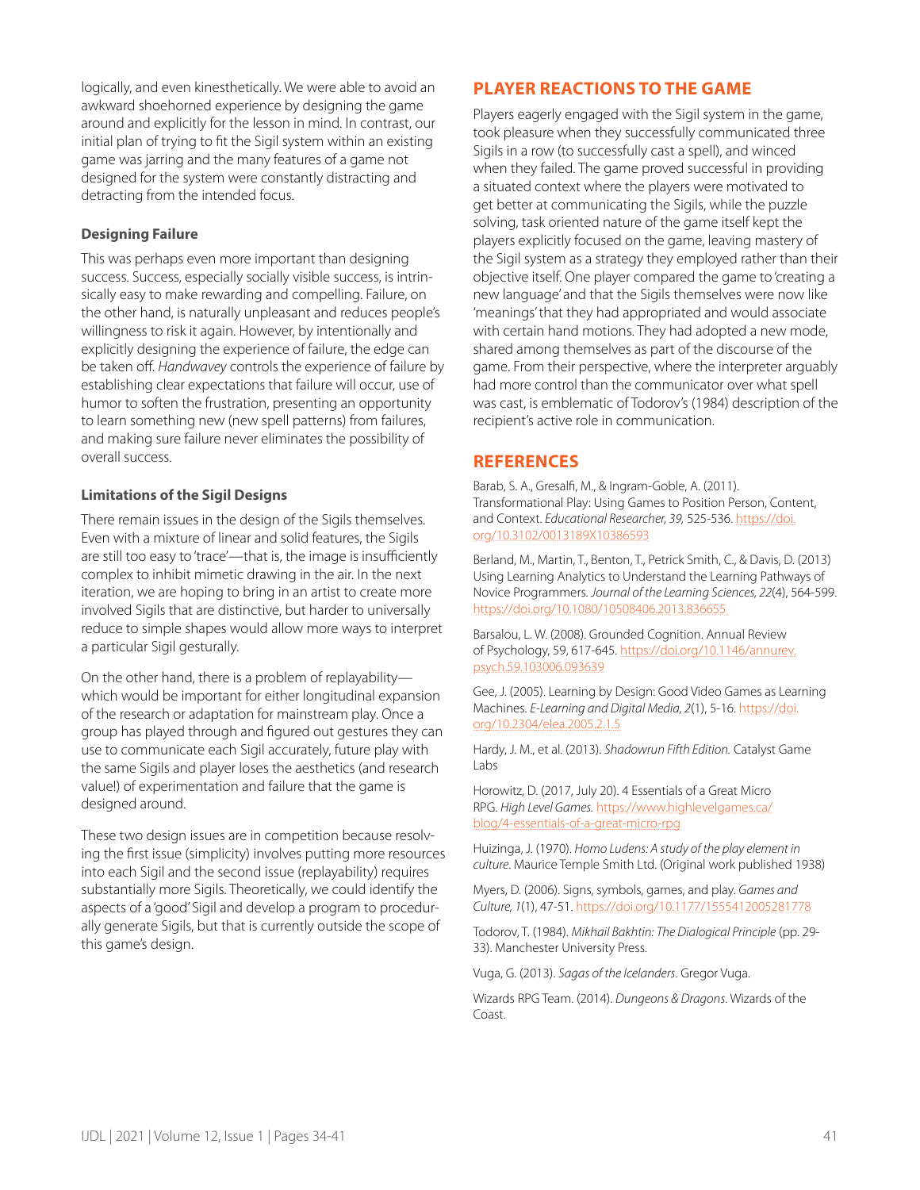logically, and even kinesthetically. We were able to avoid an awkward shoehorned experience by designing the game around and explicitly for the lesson in mind. In contrast, our initial plan of trying to fit the Sigil system within an existing game was jarring and the many features of a game not designed for the system were constantly distracting and detracting from the intended focus.

**Designing Failure**

This was perhaps even more important than designing success. Success, especially socially visible success, is intrinsically easy to make rewarding and compelling. Failure, on the other hand, is naturally unpleasant and reduces people's willingness to risk it again. However, by intentionally and explicitly designing the experience of failure, the edge can be taken off. *Handwavey* controls the experience of failure by establishing clear expectations that failure will occur, use of humor to soften the frustration, presenting an opportunity to learn something new (new spell patterns) from failures, and making sure failure never eliminates the possibility of overall success.

**Limitations of the Sigil Designs**

There remain issues in the design of the Sigils themselves. Even with a mixture of linear and solid features, the Sigils are still too easy to 'trace'—that is, the image is insufficiently complex to inhibit mimetic drawing in the air. In the next iteration, we are hoping to bring in an artist to create more involved Sigils that are distinctive, but harder to universally reduce to simple shapes would allow more ways to interpret a particular Sigil gesturally.

On the other hand, there is a problem of replayability—which would be important for either longitudinal expansion of the research or adaptation for mainstream play. Once a group has played through and figured out gestures they can use to communicate each Sigil accurately, future play with the same Sigils and player loses the aesthetics (and research value!) of experimentation and failure that the game is designed around.

These two design issues are in competition because resolving the first issue (simplicity) involves putting more resources into each Sigil and the second issue (replayability) requires substantially more Sigils. Theoretically, we could identify the aspects of a 'good' Sigil and develop a program to procedurally generate Sigils, but that is currently outside the scope of this game's design.

## PLAYER REACTIONS TO THE GAME

Players eagerly engaged with the Sigil system in the game, took pleasure when they successfully communicated three Sigils in a row (to successfully cast a spell), and winced when they failed. The game proved successful in providing a situated context where the players were motivated to get better at communicating the Sigils, while the puzzle solving, task oriented nature of the game itself kept the players explicitly focused on the game, leaving mastery of the Sigil system as a strategy they employed rather than their objective itself. One player compared the game to 'creating a new language' and that the Sigils themselves were now like 'meanings' that they had appropriated and would associate with certain hand motions. They had adopted a new mode, shared among themselves as part of the discourse of the game. From their perspective, where the interpreter arguably had more control than the communicator over what spell was cast, is emblematic of Todorov's (1984) description of the recipient's active role in communication.

## REFERENCES

Barab, S. A., Gresalfi, M., & Ingram-Goble, A. (2011). Transformational Play: Using Games to Position Person, Content, and Context. *Educational Researcher, 39,* 525-536. https://doi.org/10.3102/0013189X10386593

Berland, M., Martin, T., Benton, T., Petrick Smith, C., & Davis, D. (2013) Using Learning Analytics to Understand the Learning Pathways of Novice Programmers. *Journal of the Learning Sciences, 22*(4), 564-599. https://doi.org/10.1080/10508406.2013.836655

Barsalou, L. W. (2008). Grounded Cognition. Annual Review of Psychology, 59, 617-645. https://doi.org/10.1146/annurev.psych.59.103006.093639

Gee, J. (2005). Learning by Design: Good Video Games as Learning Machines. *E-Learning and Digital Media, 2*(1), 5-16. https://doi.org/10.2304/elea.2005.2.1.5

Hardy, J. M., et al. (2013). *Shadowrun Fifth Edition.* Catalyst Game Labs

Horowitz, D. (2017, July 20). 4 Essentials of a Great Micro RPG. *High Level Games.* https://www.highlevelgames.ca/blog/4-essentials-of-a-great-micro-rpg

Huizinga, J. (1970). *Homo Ludens: A study of the play element in culture.* Maurice Temple Smith Ltd. (Original work published 1938)

Myers, D. (2006). Signs, symbols, games, and play. *Games and Culture, 1*(1), 47-51. https://doi.org/10.1177/1555412005281778

Todorov, T. (1984). *Mikhail Bakhtin: The Dialogical Principle* (pp. 29-33). Manchester University Press.

Vuga, G. (2013). *Sagas of the Icelanders*. Gregor Vuga.

Wizards RPG Team. (2014). *Dungeons & Dragons*. Wizards of the Coast.